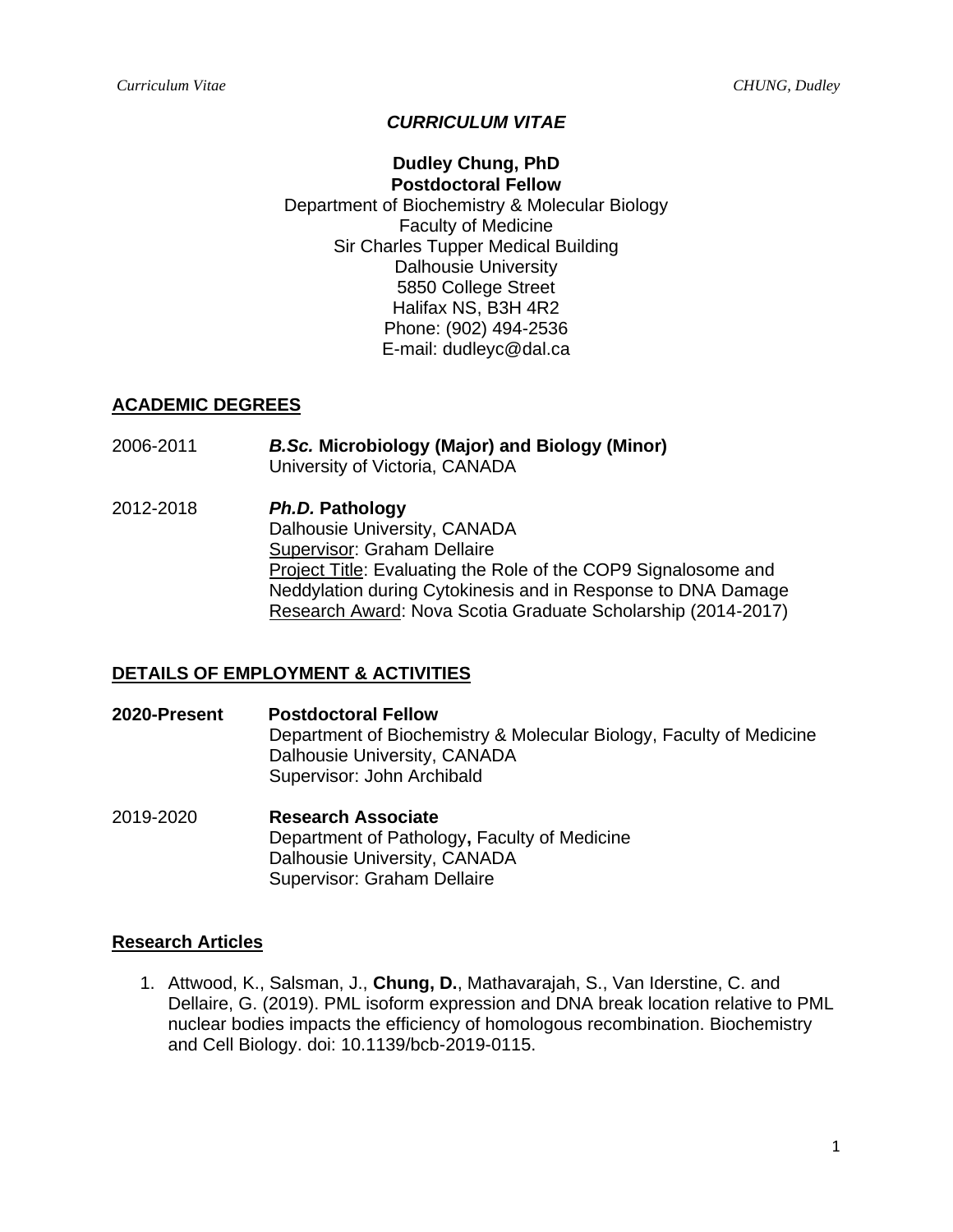# *CURRICULUM VITAE*

**Dudley Chung, PhD**
**Postdoctoral Fellow**
Department of Biochemistry & Molecular Biology
Faculty of Medicine
Sir Charles Tupper Medical Building
Dalhousie University
5850 College Street
Halifax NS, B3H 4R2
Phone: (902) 494-2536
E-mail: dudleyc@dal.ca

## ACADEMIC DEGREES

2006-2011 ***B.Sc.* Microbiology (Major) and Biology (Minor)**
University of Victoria, CANADA

2012-2018 ***Ph.D.* Pathology**
Dalhousie University, CANADA
Supervisor: Graham Dellaire
Project Title: Evaluating the Role of the COP9 Signalosome and Neddylation during Cytokinesis and in Response to DNA Damage
Research Award: Nova Scotia Graduate Scholarship (2014-2017)

## DETAILS OF EMPLOYMENT & ACTIVITIES

**2020-Present** **Postdoctoral Fellow**
Department of Biochemistry & Molecular Biology, Faculty of Medicine
Dalhousie University, CANADA
Supervisor: John Archibald

2019-2020 **Research Associate**
Department of Pathology**,** Faculty of Medicine
Dalhousie University, CANADA
Supervisor: Graham Dellaire

## Research Articles

1. Attwood, K., Salsman, J., **Chung, D.**, Mathavarajah, S., Van Iderstine, C. and Dellaire, G. (2019). PML isoform expression and DNA break location relative to PML nuclear bodies impacts the efficiency of homologous recombination. Biochemistry and Cell Biology. doi: 10.1139/bcb-2019-0115.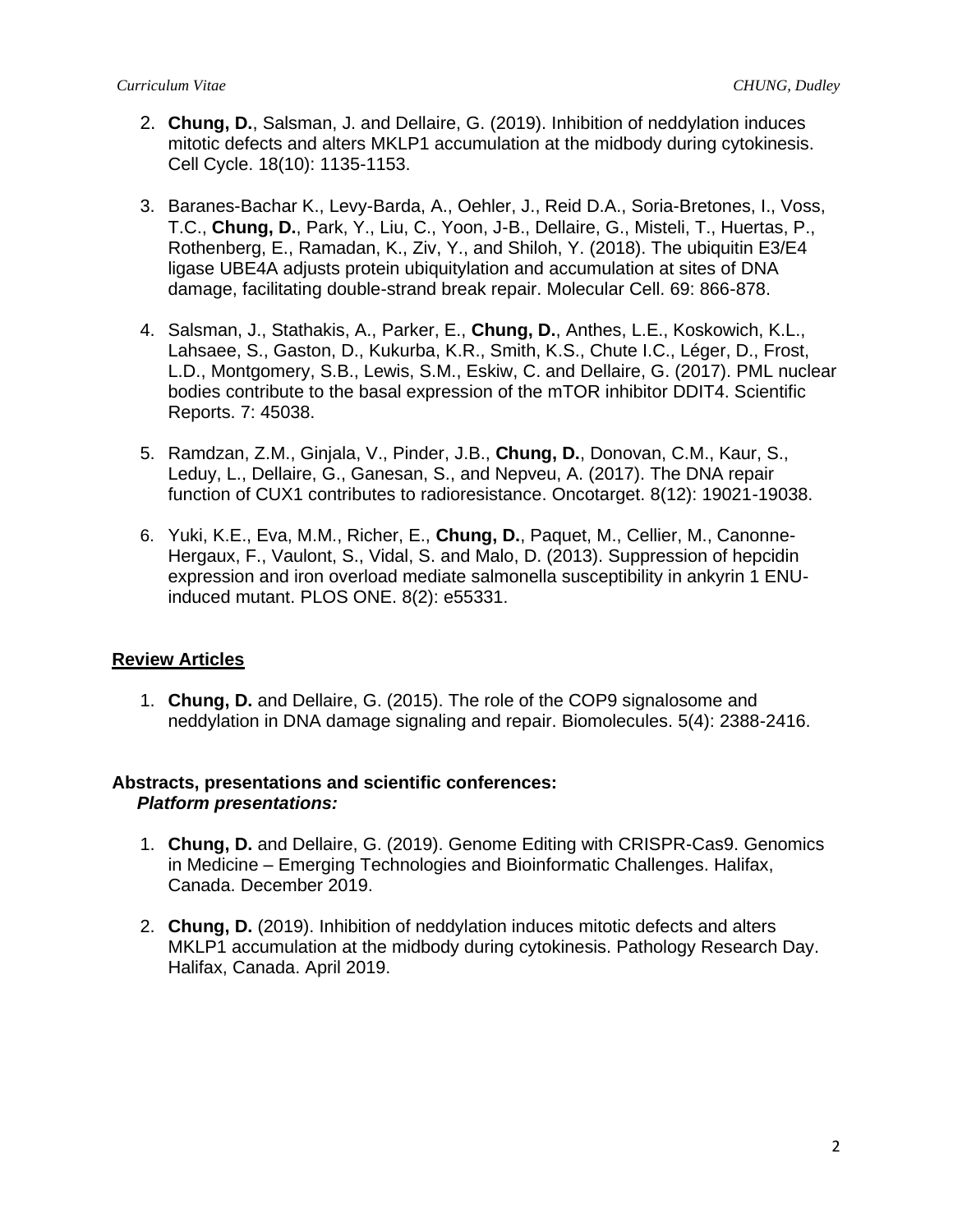2. **Chung, D.**, Salsman, J. and Dellaire, G. (2019). Inhibition of neddylation induces mitotic defects and alters MKLP1 accumulation at the midbody during cytokinesis. Cell Cycle. 18(10): 1135-1153.

3. Baranes-Bachar K., Levy-Barda, A., Oehler, J., Reid D.A., Soria-Bretones, I., Voss, T.C., **Chung, D.**, Park, Y., Liu, C., Yoon, J-B., Dellaire, G., Misteli, T., Huertas, P., Rothenberg, E., Ramadan, K., Ziv, Y., and Shiloh, Y. (2018). The ubiquitin E3/E4 ligase UBE4A adjusts protein ubiquitylation and accumulation at sites of DNA damage, facilitating double-strand break repair. Molecular Cell. 69: 866-878.

4. Salsman, J., Stathakis, A., Parker, E., **Chung, D.**, Anthes, L.E., Koskowich, K.L., Lahsaee, S., Gaston, D., Kukurba, K.R., Smith, K.S., Chute I.C., Léger, D., Frost, L.D., Montgomery, S.B., Lewis, S.M., Eskiw, C. and Dellaire, G. (2017). PML nuclear bodies contribute to the basal expression of the mTOR inhibitor DDIT4. Scientific Reports. 7: 45038.

5. Ramdzan, Z.M., Ginjala, V., Pinder, J.B., **Chung, D.**, Donovan, C.M., Kaur, S., Leduy, L., Dellaire, G., Ganesan, S., and Nepveu, A. (2017). The DNA repair function of CUX1 contributes to radioresistance. Oncotarget. 8(12): 19021-19038.

6. Yuki, K.E., Eva, M.M., Richer, E., **Chung, D.**, Paquet, M., Cellier, M., Canonne-Hergaux, F., Vaulont, S., Vidal, S. and Malo, D. (2013). Suppression of hepcidin expression and iron overload mediate salmonella susceptibility in ankyrin 1 ENU-induced mutant. PLOS ONE. 8(2): e55331.

## Review Articles

1. **Chung, D.** and Dellaire, G. (2015). The role of the COP9 signalosome and neddylation in DNA damage signaling and repair. Biomolecules. 5(4): 2388-2416.

## Abstracts, presentations and scientific conferences:

### *Platform presentations:*

1. **Chung, D.** and Dellaire, G. (2019). Genome Editing with CRISPR-Cas9. Genomics in Medicine – Emerging Technologies and Bioinformatic Challenges. Halifax, Canada. December 2019.

2. **Chung, D.** (2019). Inhibition of neddylation induces mitotic defects and alters MKLP1 accumulation at the midbody during cytokinesis. Pathology Research Day. Halifax, Canada. April 2019.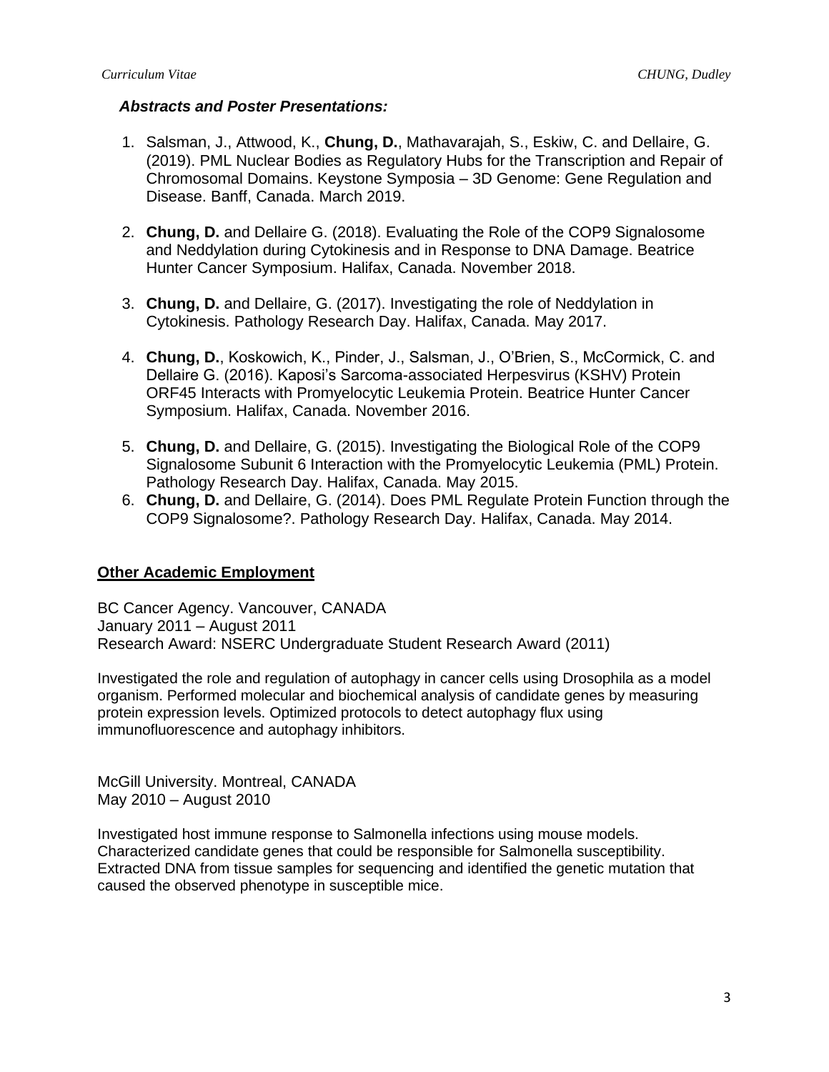### *Abstracts and Poster Presentations:*

1. Salsman, J., Attwood, K., **Chung, D.**, Mathavarajah, S., Eskiw, C. and Dellaire, G. (2019). PML Nuclear Bodies as Regulatory Hubs for the Transcription and Repair of Chromosomal Domains. Keystone Symposia – 3D Genome: Gene Regulation and Disease. Banff, Canada. March 2019.

2. **Chung, D.** and Dellaire G. (2018). Evaluating the Role of the COP9 Signalosome and Neddylation during Cytokinesis and in Response to DNA Damage. Beatrice Hunter Cancer Symposium. Halifax, Canada. November 2018.

3. **Chung, D.** and Dellaire, G. (2017). Investigating the role of Neddylation in Cytokinesis. Pathology Research Day. Halifax, Canada. May 2017.

4. **Chung, D.**, Koskowich, K., Pinder, J., Salsman, J., O'Brien, S., McCormick, C. and Dellaire G. (2016). Kaposi's Sarcoma-associated Herpesvirus (KSHV) Protein ORF45 Interacts with Promyelocytic Leukemia Protein. Beatrice Hunter Cancer Symposium. Halifax, Canada. November 2016.

5. **Chung, D.** and Dellaire, G. (2015). Investigating the Biological Role of the COP9 Signalosome Subunit 6 Interaction with the Promyelocytic Leukemia (PML) Protein. Pathology Research Day. Halifax, Canada. May 2015.
6. **Chung, D.** and Dellaire, G. (2014). Does PML Regulate Protein Function through the COP9 Signalosome?. Pathology Research Day. Halifax, Canada. May 2014.

## Other Academic Employment

BC Cancer Agency. Vancouver, CANADA
January 2011 – August 2011
Research Award: NSERC Undergraduate Student Research Award (2011)

Investigated the role and regulation of autophagy in cancer cells using Drosophila as a model organism. Performed molecular and biochemical analysis of candidate genes by measuring protein expression levels. Optimized protocols to detect autophagy flux using immunofluorescence and autophagy inhibitors.

McGill University. Montreal, CANADA
May 2010 – August 2010

Investigated host immune response to Salmonella infections using mouse models. Characterized candidate genes that could be responsible for Salmonella susceptibility. Extracted DNA from tissue samples for sequencing and identified the genetic mutation that caused the observed phenotype in susceptible mice.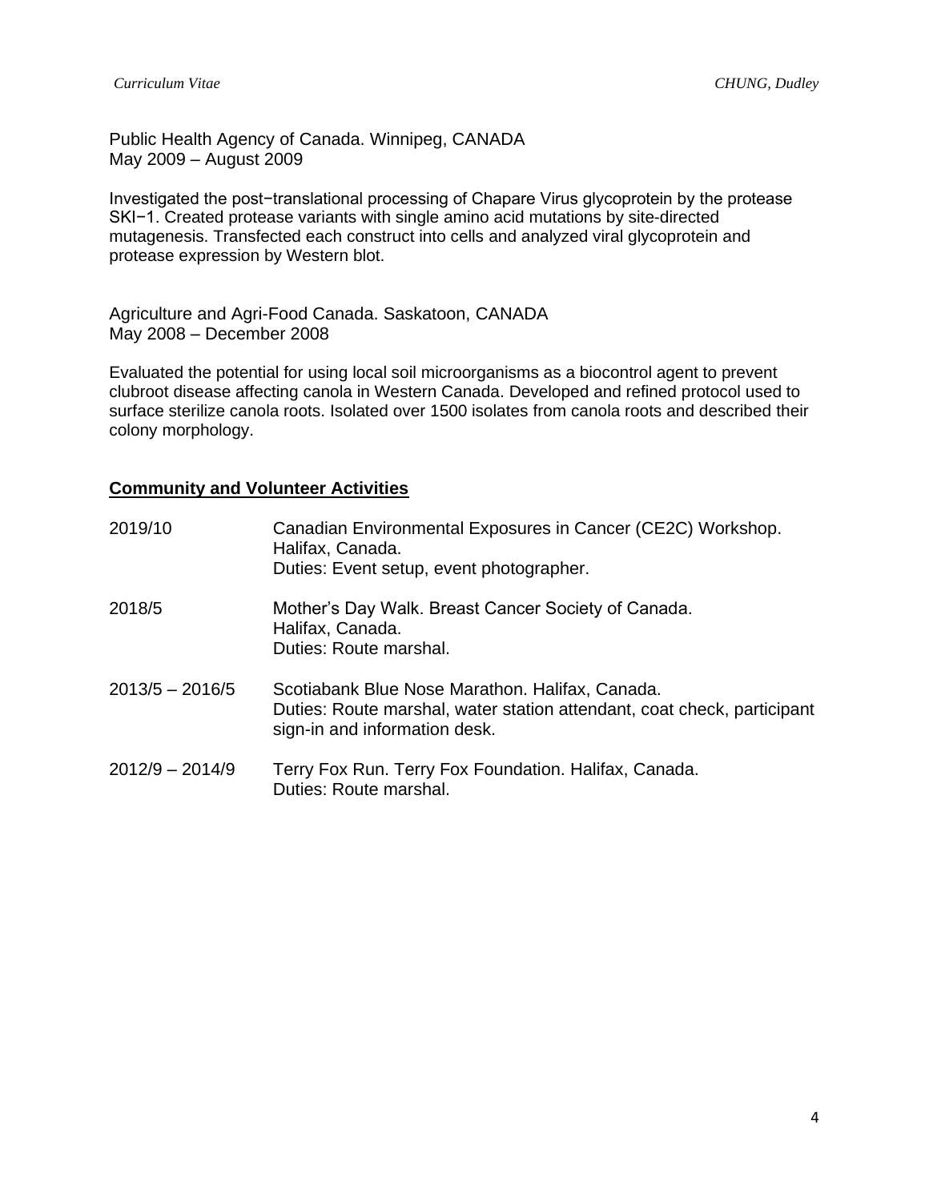Public Health Agency of Canada. Winnipeg, CANADA
May 2009 – August 2009

Investigated the post−translational processing of Chapare Virus glycoprotein by the protease SKI−1. Created protease variants with single amino acid mutations by site-directed mutagenesis. Transfected each construct into cells and analyzed viral glycoprotein and protease expression by Western blot.

Agriculture and Agri-Food Canada. Saskatoon, CANADA
May 2008 – December 2008

Evaluated the potential for using local soil microorganisms as a biocontrol agent to prevent clubroot disease affecting canola in Western Canada. Developed and refined protocol used to surface sterilize canola roots. Isolated over 1500 isolates from canola roots and described their colony morphology.

## Community and Volunteer Activities

| | |
|---|---|
| 2019/10 | Canadian Environmental Exposures in Cancer (CE2C) Workshop. Halifax, Canada. Duties: Event setup, event photographer. |
| 2018/5 | Mother's Day Walk. Breast Cancer Society of Canada. Halifax, Canada. Duties: Route marshal. |
| 2013/5 – 2016/5 | Scotiabank Blue Nose Marathon. Halifax, Canada. Duties: Route marshal, water station attendant, coat check, participant sign-in and information desk. |
| 2012/9 – 2014/9 | Terry Fox Run. Terry Fox Foundation. Halifax, Canada. Duties: Route marshal. |